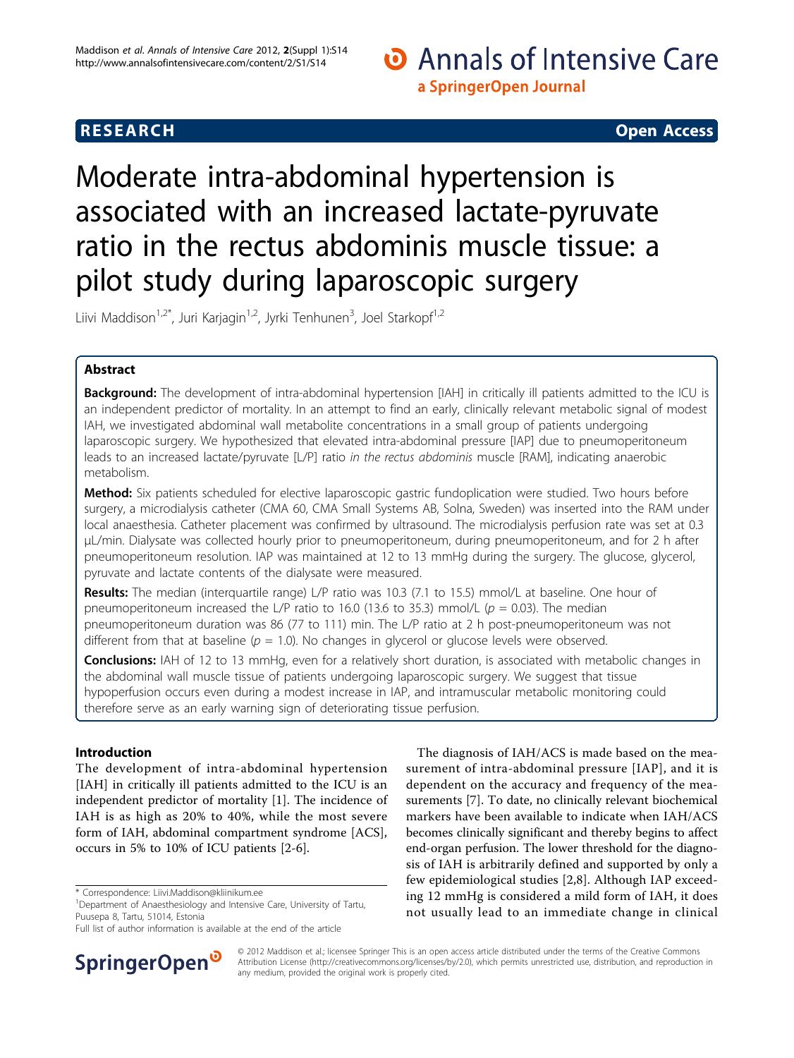RESEARCH **Open Access**

# Moderate intra-abdominal hypertension is associated with an increased lactate-pyruvate ratio in the rectus abdominis muscle tissue: a pilot study during laparoscopic surgery

Liivi Maddison[1,2*], Juri Karjagin[1,2], Jyrki Tenhunen[3], Joel Starkopf[1,2]

## Abstract

**Background:** The development of intra-abdominal hypertension [IAH] in critically ill patients admitted to the ICU is an independent predictor of mortality. In an attempt to find an early, clinically relevant metabolic signal of modest IAH, we investigated abdominal wall metabolite concentrations in a small group of patients undergoing laparoscopic surgery. We hypothesized that elevated intra-abdominal pressure [IAP] due to pneumoperitoneum leads to an increased lactate/pyruvate [L/P] ratio *in the rectus abdominis* muscle [RAM], indicating anaerobic metabolism.

**Method:** Six patients scheduled for elective laparoscopic gastric fundoplication were studied. Two hours before surgery, a microdialysis catheter (CMA 60, CMA Small Systems AB, Solna, Sweden) was inserted into the RAM under local anaesthesia. Catheter placement was confirmed by ultrasound. The microdialysis perfusion rate was set at 0.3 µL/min. Dialysate was collected hourly prior to pneumoperitoneum, during pneumoperitoneum, and for 2 h after pneumoperitoneum resolution. IAP was maintained at 12 to 13 mmHg during the surgery. The glucose, glycerol, pyruvate and lactate contents of the dialysate were measured.

**Results:** The median (interquartile range) L/P ratio was 10.3 (7.1 to 15.5) mmol/L at baseline. One hour of pneumoperitoneum increased the L/P ratio to 16.0 (13.6 to 35.3) mmol/L ($p$ = 0.03). The median pneumoperitoneum duration was 86 (77 to 111) min. The L/P ratio at 2 h post-pneumoperitoneum was not different from that at baseline ($p$ = 1.0). No changes in glycerol or glucose levels were observed.

**Conclusions:** IAH of 12 to 13 mmHg, even for a relatively short duration, is associated with metabolic changes in the abdominal wall muscle tissue of patients undergoing laparoscopic surgery. We suggest that tissue hypoperfusion occurs even during a modest increase in IAP, and intramuscular metabolic monitoring could therefore serve as an early warning sign of deteriorating tissue perfusion.

## Introduction

The development of intra-abdominal hypertension [IAH] in critically ill patients admitted to the ICU is an independent predictor of mortality [1]. The incidence of IAH is as high as 20% to 40%, while the most severe form of IAH, abdominal compartment syndrome [ACS], occurs in 5% to 10% of ICU patients [2-6].

The diagnosis of IAH/ACS is made based on the measurement of intra-abdominal pressure [IAP], and it is dependent on the accuracy and frequency of the measurements [7]. To date, no clinically relevant biochemical markers have been available to indicate when IAH/ACS becomes clinically significant and thereby begins to affect end-organ perfusion. The lower threshold for the diagnosis of IAH is arbitrarily defined and supported by only a few epidemiological studies [2,8]. Although IAP exceeding 12 mmHg is considered a mild form of IAH, it does not usually lead to an immediate change in clinical

\* Correspondence: Liivi.Maddison@kliinikum.ee
[1]Department of Anaesthesiology and Intensive Care, University of Tartu, Puusepa 8, Tartu, 51014, Estonia
Full list of author information is available at the end of the article

© 2012 Maddison et al.; licensee Springer This is an open access article distributed under the terms of the Creative Commons Attribution License (http://creativecommons.org/licenses/by/2.0), which permits unrestricted use, distribution, and reproduction in any medium, provided the original work is properly cited.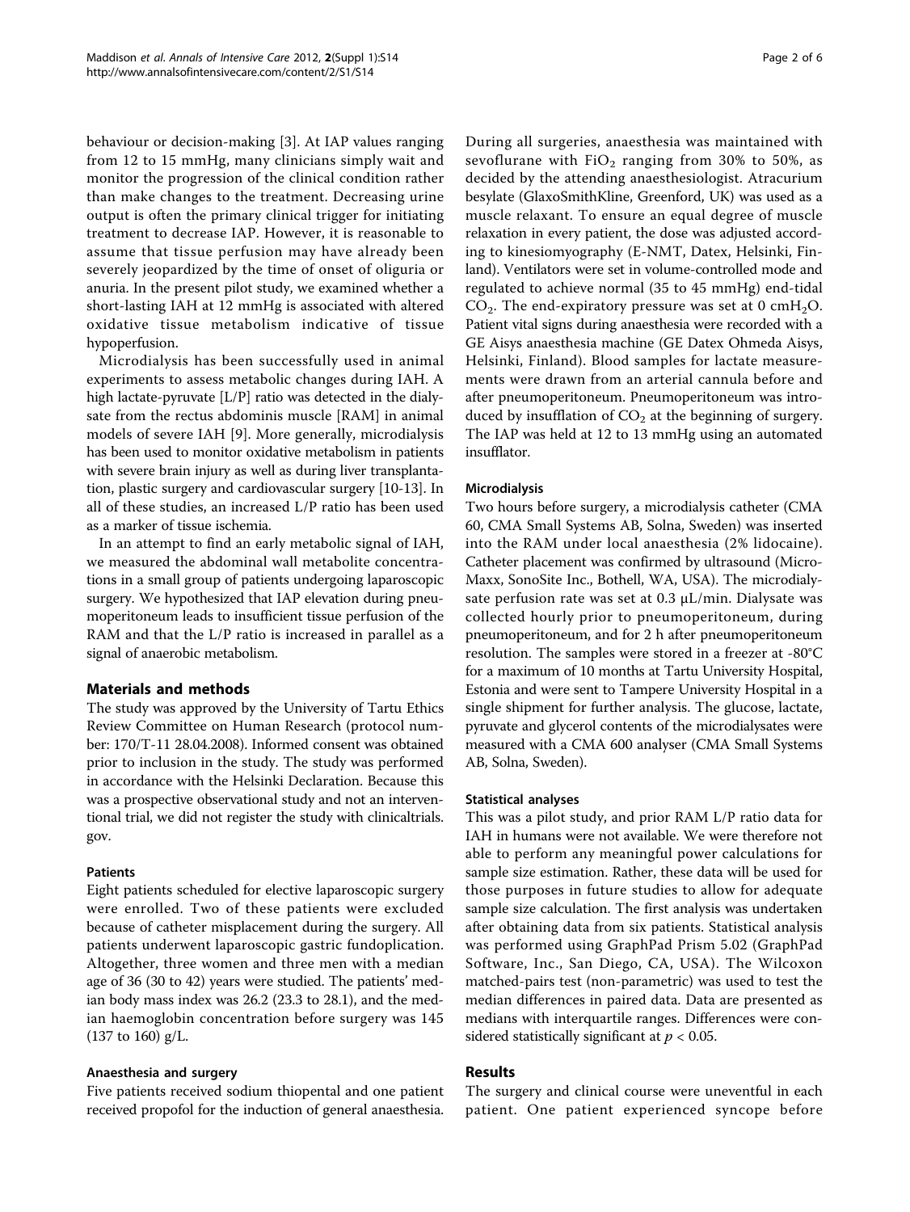behaviour or decision-making [3]. At IAP values ranging from 12 to 15 mmHg, many clinicians simply wait and monitor the progression of the clinical condition rather than make changes to the treatment. Decreasing urine output is often the primary clinical trigger for initiating treatment to decrease IAP. However, it is reasonable to assume that tissue perfusion may have already been severely jeopardized by the time of onset of oliguria or anuria. In the present pilot study, we examined whether a short-lasting IAH at 12 mmHg is associated with altered oxidative tissue metabolism indicative of tissue hypoperfusion.

Microdialysis has been successfully used in animal experiments to assess metabolic changes during IAH. A high lactate-pyruvate [L/P] ratio was detected in the dialysate from the rectus abdominis muscle [RAM] in animal models of severe IAH [9]. More generally, microdialysis has been used to monitor oxidative metabolism in patients with severe brain injury as well as during liver transplantation, plastic surgery and cardiovascular surgery [10-13]. In all of these studies, an increased L/P ratio has been used as a marker of tissue ischemia.

In an attempt to find an early metabolic signal of IAH, we measured the abdominal wall metabolite concentrations in a small group of patients undergoing laparoscopic surgery. We hypothesized that IAP elevation during pneumoperitoneum leads to insufficient tissue perfusion of the RAM and that the L/P ratio is increased in parallel as a signal of anaerobic metabolism.

## Materials and methods

The study was approved by the University of Tartu Ethics Review Committee on Human Research (protocol number: 170/T-11 28.04.2008). Informed consent was obtained prior to inclusion in the study. The study was performed in accordance with the Helsinki Declaration. Because this was a prospective observational study and not an interventional trial, we did not register the study with clinicaltrials.gov.

### Patients

Eight patients scheduled for elective laparoscopic surgery were enrolled. Two of these patients were excluded because of catheter misplacement during the surgery. All patients underwent laparoscopic gastric fundoplication. Altogether, three women and three men with a median age of 36 (30 to 42) years were studied. The patients' median body mass index was 26.2 (23.3 to 28.1), and the median haemoglobin concentration before surgery was 145 (137 to 160) g/L.

### Anaesthesia and surgery

Five patients received sodium thiopental and one patient received propofol for the induction of general anaesthesia. During all surgeries, anaesthesia was maintained with sevoflurane with $FiO_2$ ranging from 30% to 50%, as decided by the attending anaesthesiologist. Atracurium besylate (GlaxoSmithKline, Greenford, UK) was used as a muscle relaxant. To ensure an equal degree of muscle relaxation in every patient, the dose was adjusted according to kinesiomyography (E-NMT, Datex, Helsinki, Finland). Ventilators were set in volume-controlled mode and regulated to achieve normal (35 to 45 mmHg) end-tidal $CO_2$. The end-expiratory pressure was set at 0 $cmH_2O$. Patient vital signs during anaesthesia were recorded with a GE Aisys anaesthesia machine (GE Datex Ohmeda Aisys, Helsinki, Finland). Blood samples for lactate measurements were drawn from an arterial cannula before and after pneumoperitoneum. Pneumoperitoneum was introduced by insufflation of $CO_2$ at the beginning of surgery. The IAP was held at 12 to 13 mmHg using an automated insufflator.

### Microdialysis

Two hours before surgery, a microdialysis catheter (CMA 60, CMA Small Systems AB, Solna, Sweden) was inserted into the RAM under local anaesthesia (2% lidocaine). Catheter placement was confirmed by ultrasound (MicroMaxx, SonoSite Inc., Bothell, WA, USA). The microdialysate perfusion rate was set at 0.3 μL/min. Dialysate was collected hourly prior to pneumoperitoneum, during pneumoperitoneum, and for 2 h after pneumoperitoneum resolution. The samples were stored in a freezer at -80°C for a maximum of 10 months at Tartu University Hospital, Estonia and were sent to Tampere University Hospital in a single shipment for further analysis. The glucose, lactate, pyruvate and glycerol contents of the microdialysates were measured with a CMA 600 analyser (CMA Small Systems AB, Solna, Sweden).

### Statistical analyses

This was a pilot study, and prior RAM L/P ratio data for IAH in humans were not available. We were therefore not able to perform any meaningful power calculations for sample size estimation. Rather, these data will be used for those purposes in future studies to allow for adequate sample size calculation. The first analysis was undertaken after obtaining data from six patients. Statistical analysis was performed using GraphPad Prism 5.02 (GraphPad Software, Inc., San Diego, CA, USA). The Wilcoxon matched-pairs test (non-parametric) was used to test the median differences in paired data. Data are presented as medians with interquartile ranges. Differences were considered statistically significant at $p < 0.05$.

## Results

The surgery and clinical course were uneventful in each patient. One patient experienced syncope before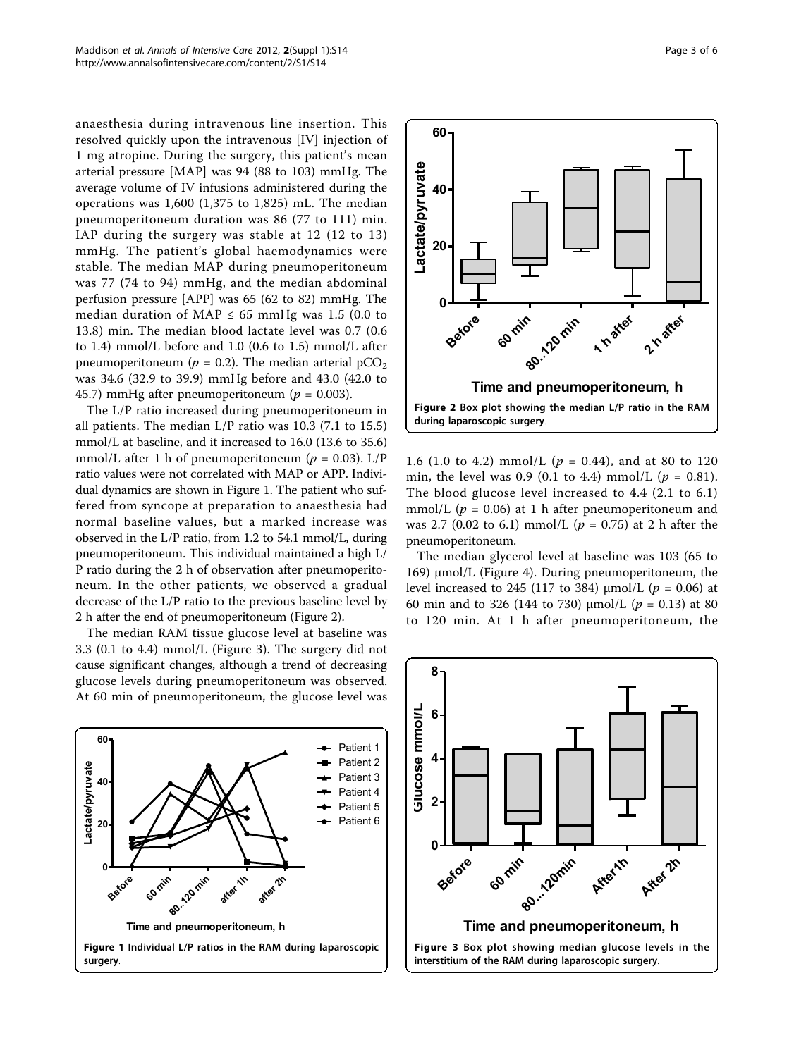anaesthesia during intravenous line insertion. This resolved quickly upon the intravenous [IV] injection of 1 mg atropine. During the surgery, this patient's mean arterial pressure [MAP] was 94 (88 to 103) mmHg. The average volume of IV infusions administered during the operations was 1,600 (1,375 to 1,825) mL. The median pneumoperitoneum duration was 86 (77 to 111) min. IAP during the surgery was stable at 12 (12 to 13) mmHg. The patient's global haemodynamics were stable. The median MAP during pneumoperitoneum was 77 (74 to 94) mmHg, and the median abdominal perfusion pressure [APP] was 65 (62 to 82) mmHg. The median duration of MAP ≤ 65 mmHg was 1.5 (0.0 to 13.8) min. The median blood lactate level was 0.7 (0.6 to 1.4) mmol/L before and 1.0 (0.6 to 1.5) mmol/L after pneumoperitoneum ($p$ = 0.2). The median arterial $pCO_2$ was 34.6 (32.9 to 39.9) mmHg before and 43.0 (42.0 to 45.7) mmHg after pneumoperitoneum ($p$ = 0.003).

The L/P ratio increased during pneumoperitoneum in all patients. The median L/P ratio was 10.3 (7.1 to 15.5) mmol/L at baseline, and it increased to 16.0 (13.6 to 35.6) mmol/L after 1 h of pneumoperitoneum ($p$ = 0.03). L/P ratio values were not correlated with MAP or APP. Individual dynamics are shown in Figure 1. The patient who suffered from syncope at preparation to anaesthesia had normal baseline values, but a marked increase was observed in the L/P ratio, from 1.2 to 54.1 mmol/L, during pneumoperitoneum. This individual maintained a high L/P ratio during the 2 h of observation after pneumoperitoneum. In the other patients, we observed a gradual decrease of the L/P ratio to the previous baseline level by 2 h after the end of pneumoperitoneum (Figure 2).

The median RAM tissue glucose level at baseline was 3.3 (0.1 to 4.4) mmol/L (Figure 3). The surgery did not cause significant changes, although a trend of decreasing glucose levels during pneumoperitoneum was observed. At 60 min of pneumoperitoneum, the glucose level was 1.6 (1.0 to 4.2) mmol/L ($p$ = 0.44), and at 80 to 120 min, the level was 0.9 (0.1 to 4.4) mmol/L ($p$ = 0.81). The blood glucose level increased to 4.4 (2.1 to 6.1) mmol/L ($p$ = 0.06) at 1 h after pneumoperitoneum and was 2.7 (0.02 to 6.1) mmol/L ($p$ = 0.75) at 2 h after the pneumoperitoneum.

The median glycerol level at baseline was 103 (65 to 169) μmol/L (Figure 4). During pneumoperitoneum, the level increased to 245 (117 to 384) μmol/L ($p$ = 0.06) at 60 min and to 326 (144 to 730) μmol/L ($p$ = 0.13) at 80 to 120 min. At 1 h after pneumoperitoneum, the

Lactate/pyruvate
60
40
20
0
Before
60 min
80..120 min
after 1h
after 2h
Patient 1
Patient 2
Patient 3
Patient 4
Patient 5
Patient 6
Time and pneumoperitoneum, h

**Figure 1** Individual L/P ratios in the RAM during laparoscopic surgery.

Lactate/pyruvate
60
40
20
0
Before
60 min
80..120 min
1 h after
2 h after
Time and pneumoperitoneum, h

**Figure 2** Box plot showing the median L/P ratio in the RAM during laparoscopic surgery.

Glucose mmol/L
8
6
4
2
0
Before
60 min
80...120min
After1h
After 2h
Time and pneumoperitoneum, h

**Figure 3** Box plot showing median glucose levels in the interstitium of the RAM during laparoscopic surgery.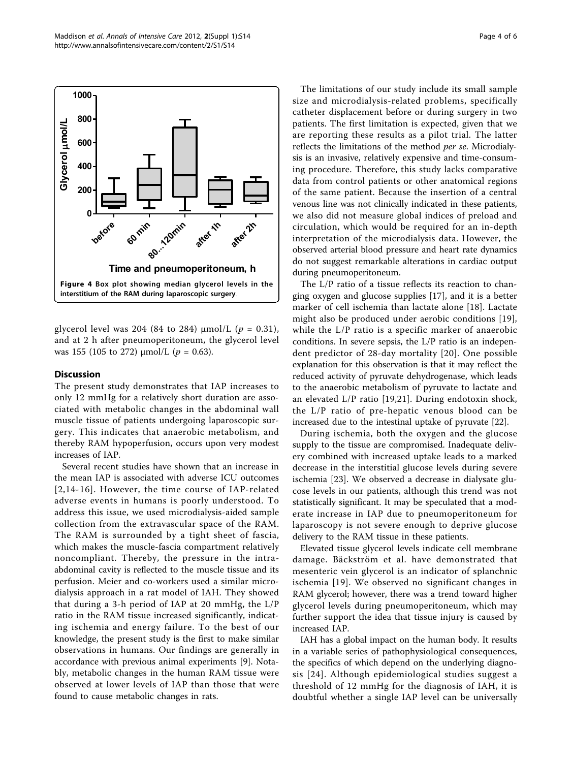1000

800

600

400

200

0

Glycerol μmol/L

before

60 min

80...120min

after 1h

after 2h

Time and pneumoperitoneum, h

**Figure 4** Box plot showing median glycerol levels in the interstitium of the RAM during laparoscopic surgery.

glycerol level was 204 (84 to 284) μmol/L ($p$ = 0.31), and at 2 h after pneumoperitoneum, the glycerol level was 155 (105 to 272) μmol/L ($p$ = 0.63).

## Discussion

The present study demonstrates that IAP increases to only 12 mmHg for a relatively short duration are associated with metabolic changes in the abdominal wall muscle tissue of patients undergoing laparoscopic surgery. This indicates that anaerobic metabolism, and thereby RAM hypoperfusion, occurs upon very modest increases of IAP.

Several recent studies have shown that an increase in the mean IAP is associated with adverse ICU outcomes [2,14-16]. However, the time course of IAP-related adverse events in humans is poorly understood. To address this issue, we used microdialysis-aided sample collection from the extravascular space of the RAM. The RAM is surrounded by a tight sheet of fascia, which makes the muscle-fascia compartment relatively noncompliant. Thereby, the pressure in the intra-abdominal cavity is reflected to the muscle tissue and its perfusion. Meier and co-workers used a similar microdialysis approach in a rat model of IAH. They showed that during a 3-h period of IAP at 20 mmHg, the L/P ratio in the RAM tissue increased significantly, indicating ischemia and energy failure. To the best of our knowledge, the present study is the first to make similar observations in humans. Our findings are generally in accordance with previous animal experiments [9]. Notably, metabolic changes in the human RAM tissue were observed at lower levels of IAP than those that were found to cause metabolic changes in rats.

The limitations of our study include its small sample size and microdialysis-related problems, specifically catheter displacement before or during surgery in two patients. The first limitation is expected, given that we are reporting these results as a pilot trial. The latter reflects the limitations of the method *per se*. Microdialysis is an invasive, relatively expensive and time-consuming procedure. Therefore, this study lacks comparative data from control patients or other anatomical regions of the same patient. Because the insertion of a central venous line was not clinically indicated in these patients, we also did not measure global indices of preload and circulation, which would be required for an in-depth interpretation of the microdialysis data. However, the observed arterial blood pressure and heart rate dynamics do not suggest remarkable alterations in cardiac output during pneumoperitoneum.

The L/P ratio of a tissue reflects its reaction to changing oxygen and glucose supplies [17], and it is a better marker of cell ischemia than lactate alone [18]. Lactate might also be produced under aerobic conditions [19], while the L/P ratio is a specific marker of anaerobic conditions. In severe sepsis, the L/P ratio is an independent predictor of 28-day mortality [20]. One possible explanation for this observation is that it may reflect the reduced activity of pyruvate dehydrogenase, which leads to the anaerobic metabolism of pyruvate to lactate and an elevated L/P ratio [19,21]. During endotoxin shock, the L/P ratio of pre-hepatic venous blood can be increased due to the intestinal uptake of pyruvate [22].

During ischemia, both the oxygen and the glucose supply to the tissue are compromised. Inadequate delivery combined with increased uptake leads to a marked decrease in the interstitial glucose levels during severe ischemia [23]. We observed a decrease in dialysate glucose levels in our patients, although this trend was not statistically significant. It may be speculated that a moderate increase in IAP due to pneumoperitoneum for laparoscopy is not severe enough to deprive glucose delivery to the RAM tissue in these patients.

Elevated tissue glycerol levels indicate cell membrane damage. Bäckström et al. have demonstrated that mesenteric vein glycerol is an indicator of splanchnic ischemia [19]. We observed no significant changes in RAM glycerol; however, there was a trend toward higher glycerol levels during pneumoperitoneum, which may further support the idea that tissue injury is caused by increased IAP.

IAH has a global impact on the human body. It results in a variable series of pathophysiological consequences, the specifics of which depend on the underlying diagnosis [24]. Although epidemiological studies suggest a threshold of 12 mmHg for the diagnosis of IAH, it is doubtful whether a single IAP level can be universally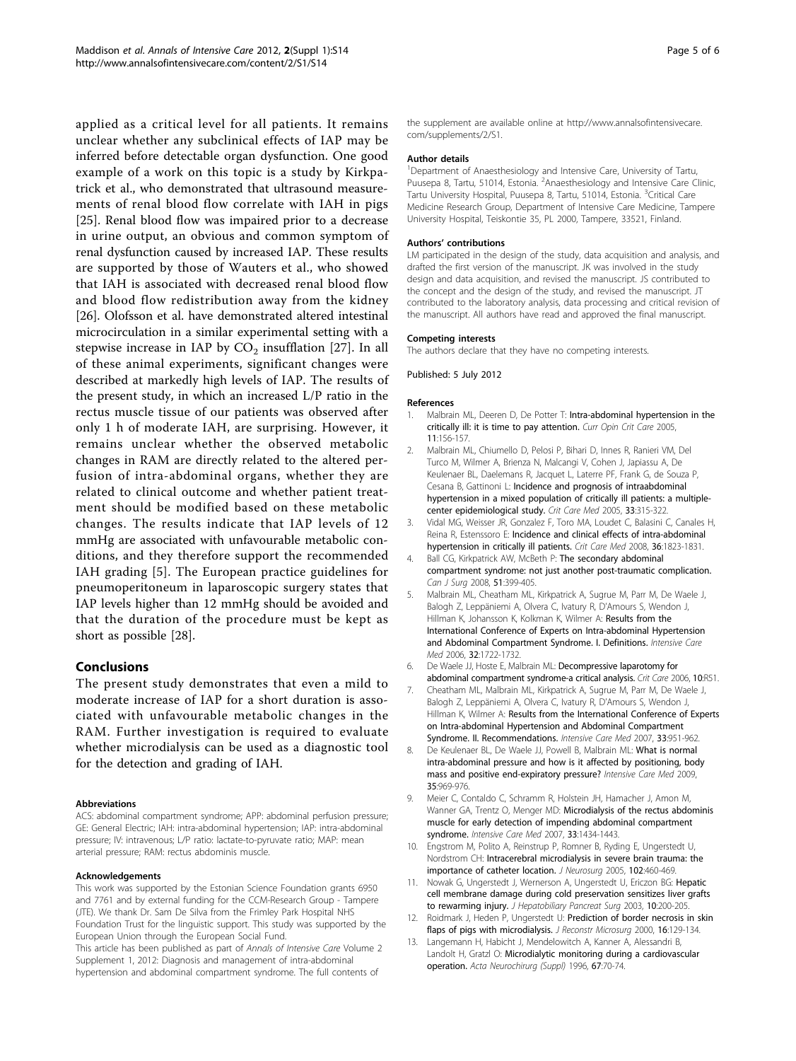applied as a critical level for all patients. It remains unclear whether any subclinical effects of IAP may be inferred before detectable organ dysfunction. One good example of a work on this topic is a study by Kirkpatrick et al., who demonstrated that ultrasound measurements of renal blood flow correlate with IAH in pigs [25]. Renal blood flow was impaired prior to a decrease in urine output, an obvious and common symptom of renal dysfunction caused by increased IAP. These results are supported by those of Wauters et al., who showed that IAH is associated with decreased renal blood flow and blood flow redistribution away from the kidney [26]. Olofsson et al. have demonstrated altered intestinal microcirculation in a similar experimental setting with a stepwise increase in IAP by $CO_2$ insufflation [27]. In all of these animal experiments, significant changes were described at markedly high levels of IAP. The results of the present study, in which an increased L/P ratio in the rectus muscle tissue of our patients was observed after only 1 h of moderate IAH, are surprising. However, it remains unclear whether the observed metabolic changes in RAM are directly related to the altered perfusion of intra-abdominal organs, whether they are related to clinical outcome and whether patient treatment should be modified based on these metabolic changes. The results indicate that IAP levels of 12 mmHg are associated with unfavourable metabolic conditions, and they therefore support the recommended IAH grading [5]. The European practice guidelines for pneumoperitoneum in laparoscopic surgery states that IAP levels higher than 12 mmHg should be avoided and that the duration of the procedure must be kept as short as possible [28].

## Conclusions

The present study demonstrates that even a mild to moderate increase of IAP for a short duration is associated with unfavourable metabolic changes in the RAM. Further investigation is required to evaluate whether microdialysis can be used as a diagnostic tool for the detection and grading of IAH.

#### Abbreviations

ACS: abdominal compartment syndrome; APP: abdominal perfusion pressure; GE: General Electric; IAH: intra-abdominal hypertension; IAP: intra-abdominal pressure; IV: intravenous; L/P ratio: lactate-to-pyruvate ratio; MAP: mean arterial pressure; RAM: rectus abdominis muscle.

#### Acknowledgements

This work was supported by the Estonian Science Foundation grants 6950 and 7761 and by external funding for the CCM-Research Group - Tampere (JTE). We thank Dr. Sam De Silva from the Frimley Park Hospital NHS Foundation Trust for the linguistic support. This study was supported by the European Union through the European Social Fund.

This article has been published as part of *Annals of Intensive Care* Volume 2 Supplement 1, 2012: Diagnosis and management of intra-abdominal hypertension and abdominal compartment syndrome. The full contents of the supplement are available online at http://www.annalsofintensivecare.com/supplements/2/S1.

#### Author details

[1]Department of Anaesthesiology and Intensive Care, University of Tartu, Puusepa 8, Tartu, 51014, Estonia. [2]Anaesthesiology and Intensive Care Clinic, Tartu University Hospital, Puusepa 8, Tartu, 51014, Estonia. [3]Critical Care Medicine Research Group, Department of Intensive Care Medicine, Tampere University Hospital, Teiskontie 35, PL 2000, Tampere, 33521, Finland.

#### Authors' contributions

LM participated in the design of the study, data acquisition and analysis, and drafted the first version of the manuscript. JK was involved in the study design and data acquisition, and revised the manuscript. JS contributed to the concept and the design of the study, and revised the manuscript. JT contributed to the laboratory analysis, data processing and critical revision of the manuscript. All authors have read and approved the final manuscript.

#### Competing interests

The authors declare that they have no competing interests.

Published: 5 July 2012

#### References

1. Malbrain ML, Deeren D, De Potter T: **Intra-abdominal hypertension in the critically ill: it is time to pay attention.** *Curr Opin Crit Care* 2005, **11**:156-157.
2. Malbrain ML, Chiumello D, Pelosi P, Bihari D, Innes R, Ranieri VM, Del Turco M, Wilmer A, Brienza N, Malcangi V, Cohen J, Japiassu A, De Keulenaer BL, Daelemans R, Jacquet L, Laterre PF, Frank G, de Souza P, Cesana B, Gattinoni L: **Incidence and prognosis of intraabdominal hypertension in a mixed population of critically ill patients: a multiple-center epidemiological study.** *Crit Care Med* 2005, **33**:315-322.
3. Vidal MG, Weisser JR, Gonzalez F, Toro MA, Loudet C, Balasini C, Canales H, Reina R, Estenssoro E: **Incidence and clinical effects of intra-abdominal hypertension in critically ill patients.** *Crit Care Med* 2008, **36**:1823-1831.
4. Ball CG, Kirkpatrick AW, McBeth P: **The secondary abdominal compartment syndrome: not just another post-traumatic complication.** *Can J Surg* 2008, **51**:399-405.
5. Malbrain ML, Cheatham ML, Kirkpatrick A, Sugrue M, Parr M, De Waele J, Balogh Z, Leppäniemi A, Olvera C, Ivatury R, D'Amours S, Wendon J, Hillman K, Johansson K, Kolkman K, Wilmer A: **Results from the International Conference of Experts on Intra-abdominal Hypertension and Abdominal Compartment Syndrome. I. Definitions.** *Intensive Care Med* 2006, **32**:1722-1732.
6. De Waele JJ, Hoste E, Malbrain ML: **Decompressive laparotomy for abdominal compartment syndrome-a critical analysis.** *Crit Care* 2006, **10**:R51.
7. Cheatham ML, Malbrain ML, Kirkpatrick A, Sugrue M, Parr M, De Waele J, Balogh Z, Leppäniemi A, Olvera C, Ivatury R, D'Amours S, Wendon J, Hillman K, Wilmer A: **Results from the International Conference of Experts on Intra-abdominal Hypertension and Abdominal Compartment Syndrome. II. Recommendations.** *Intensive Care Med* 2007, **33**:951-962.
8. De Keulenaer BL, De Waele JJ, Powell B, Malbrain ML: **What is normal intra-abdominal pressure and how is it affected by positioning, body mass and positive end-expiratory pressure?** *Intensive Care Med* 2009, **35**:969-976.
9. Meier C, Contaldo C, Schramm R, Holstein JH, Hamacher J, Amon M, Wanner GA, Trentz O, Menger MD: **Microdialysis of the rectus abdominis muscle for early detection of impending abdominal compartment syndrome.** *Intensive Care Med* 2007, **33**:1434-1443.
10. Engstrom M, Polito A, Reinstrup P, Romner B, Ryding E, Ungerstedt U, Nordstrom CH: **Intracerebral microdialysis in severe brain trauma: the importance of catheter location.** *J Neurosurg* 2005, **102**:460-469.
11. Nowak G, Ungerstedt J, Wernerson A, Ungerstedt U, Ericzon BG: **Hepatic cell membrane damage during cold preservation sensitizes liver grafts to rewarming injury.** *J Hepatobiliary Pancreat Surg* 2003, **10**:200-205.
12. Roidmark J, Heden P, Ungerstedt U: **Prediction of border necrosis in skin flaps of pigs with microdialysis.** *J Reconstr Microsurg* 2000, **16**:129-134.
13. Langemann H, Habicht J, Mendelowitch A, Kanner A, Alessandri B, Landolt H, Gratzl O: **Microdialytic monitoring during a cardiovascular operation.** *Acta Neurochirurg (Suppl)* 1996, **67**:70-74.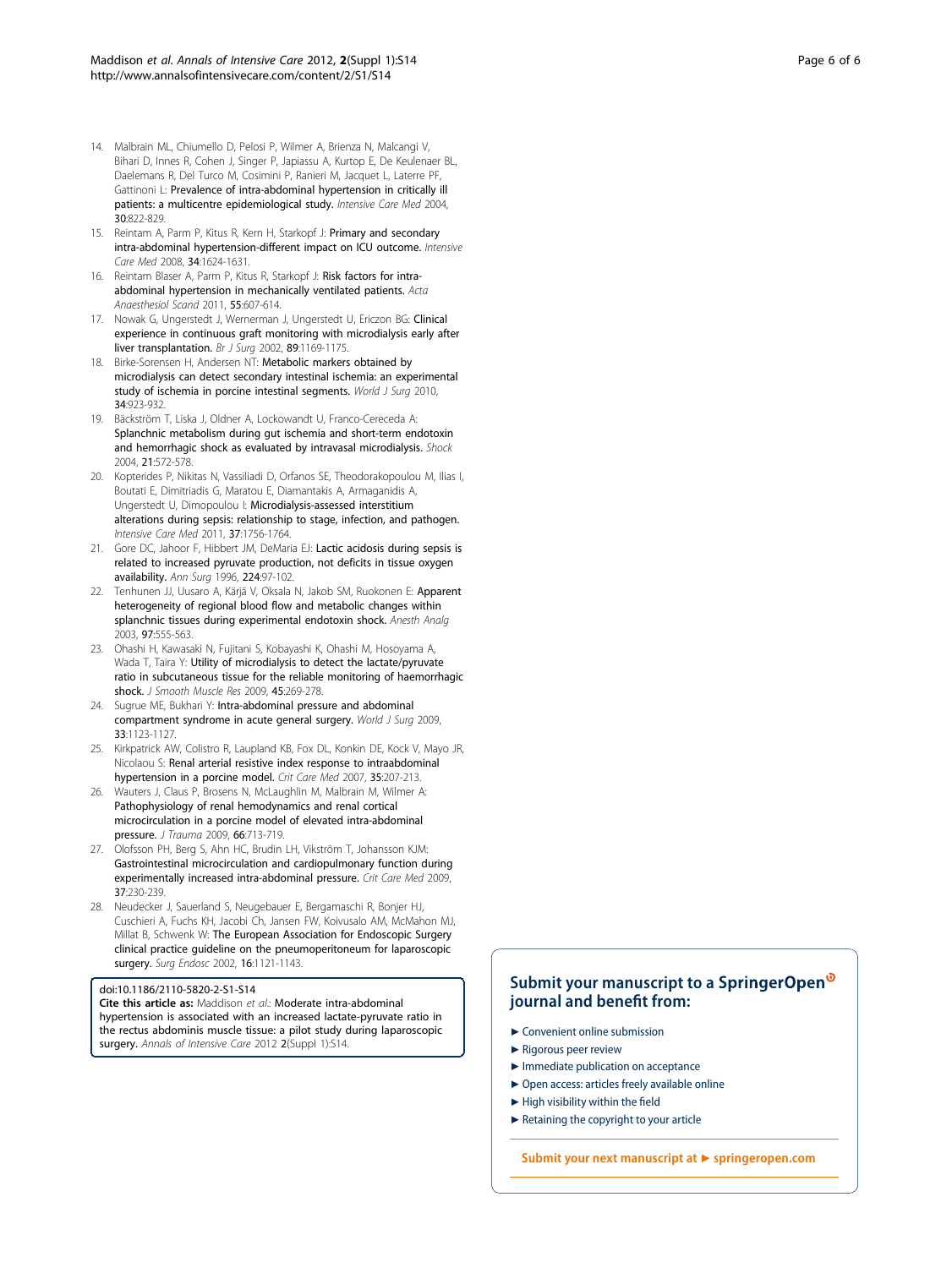14. Malbrain ML, Chiumello D, Pelosi P, Wilmer A, Brienza N, Malcangi V, Bihari D, Innes R, Cohen J, Singer P, Japiassu A, Kurtop E, De Keulenaer BL, Daelemans R, Del Turco M, Cosimini P, Ranieri M, Jacquet L, Laterre PF, Gattinoni L: **Prevalence of intra-abdominal hypertension in critically ill patients: a multicentre epidemiological study.** *Intensive Care Med* 2004, **30**:822-829.
15. Reintam A, Parm P, Kitus R, Kern H, Starkopf J: **Primary and secondary intra-abdominal hypertension-different impact on ICU outcome.** *Intensive Care Med* 2008, **34**:1624-1631.
16. Reintam Blaser A, Parm P, Kitus R, Starkopf J: **Risk factors for intra-abdominal hypertension in mechanically ventilated patients.** *Acta Anaesthesiol Scand* 2011, **55**:607-614.
17. Nowak G, Ungerstedt J, Wernerman J, Ungerstedt U, Ericzon BG: **Clinical experience in continuous graft monitoring with microdialysis early after liver transplantation.** *Br J Surg* 2002, **89**:1169-1175.
18. Birke-Sorensen H, Andersen NT: **Metabolic markers obtained by microdialysis can detect secondary intestinal ischemia: an experimental study of ischemia in porcine intestinal segments.** *World J Surg* 2010, **34**:923-932.
19. Bäckström T, Liska J, Oldner A, Lockowandt U, Franco-Cereceda A: **Splanchnic metabolism during gut ischemia and short-term endotoxin and hemorrhagic shock as evaluated by intravasal microdialysis.** *Shock* 2004, **21**:572-578.
20. Kopterides P, Nikitas N, Vassiliadi D, Orfanos SE, Theodorakopoulou M, Ilias I, Boutati E, Dimitriadis G, Maratou E, Diamantakis A, Armaganidis A, Ungerstedt U, Dimopoulou I: **Microdialysis-assessed interstitium alterations during sepsis: relationship to stage, infection, and pathogen.** *Intensive Care Med* 2011, **37**:1756-1764.
21. Gore DC, Jahoor F, Hibbert JM, DeMaria EJ: **Lactic acidosis during sepsis is related to increased pyruvate production, not deficits in tissue oxygen availability.** *Ann Surg* 1996, **224**:97-102.
22. Tenhunen JJ, Uusaro A, Kärjä V, Oksala N, Jakob SM, Ruokonen E: **Apparent heterogeneity of regional blood flow and metabolic changes within splanchnic tissues during experimental endotoxin shock.** *Anesth Analg* 2003, **97**:555-563.
23. Ohashi H, Kawasaki N, Fujitani S, Kobayashi K, Ohashi M, Hosoyama A, Wada T, Taira Y: **Utility of microdialysis to detect the lactate/pyruvate ratio in subcutaneous tissue for the reliable monitoring of haemorrhagic shock.** *J Smooth Muscle Res* 2009, **45**:269-278.
24. Sugrue ME, Bukhari Y: **Intra-abdominal pressure and abdominal compartment syndrome in acute general surgery.** *World J Surg* 2009, **33**:1123-1127.
25. Kirkpatrick AW, Colistro R, Laupland KB, Fox DL, Konkin DE, Kock V, Mayo JR, Nicolaou S: **Renal arterial resistive index response to intraabdominal hypertension in a porcine model.** *Crit Care Med* 2007, **35**:207-213.
26. Wauters J, Claus P, Brosens N, McLaughlin M, Malbrain M, Wilmer A: **Pathophysiology of renal hemodynamics and renal cortical microcirculation in a porcine model of elevated intra-abdominal pressure.** *J Trauma* 2009, **66**:713-719.
27. Olofsson PH, Berg S, Ahn HC, Brudin LH, Vikström T, Johansson KJM: **Gastrointestinal microcirculation and cardiopulmonary function during experimentally increased intra-abdominal pressure.** *Crit Care Med* 2009, **37**:230-239.
28. Neudecker J, Sauerland S, Neugebauer E, Bergamaschi R, Bonjer HJ, Cuschieri A, Fuchs KH, Jacobi Ch, Jansen FW, Koivusalo AM, McMahon MJ, Millat B, Schwenk W: **The European Association for Endoscopic Surgery clinical practice guideline on the pneumoperitoneum for laparoscopic surgery.** *Surg Endosc* 2002, **16**:1121-1143.

doi:10.1186/2110-5820-2-S1-S14
**Cite this article as:** Maddison *et al.*: Moderate intra-abdominal hypertension is associated with an increased lactate-pyruvate ratio in the rectus abdominis muscle tissue: a pilot study during laparoscopic surgery. *Annals of Intensive Care* 2012 **2**(Suppl 1):S14.

**Submit your manuscript to a SpringerOpen journal and benefit from:**

- ► Convenient online submission
- ► Rigorous peer review
- ► Immediate publication on acceptance
- ► Open access: articles freely available online
- ► High visibility within the field
- ► Retaining the copyright to your article

**Submit your next manuscript at ► springeropen.com**